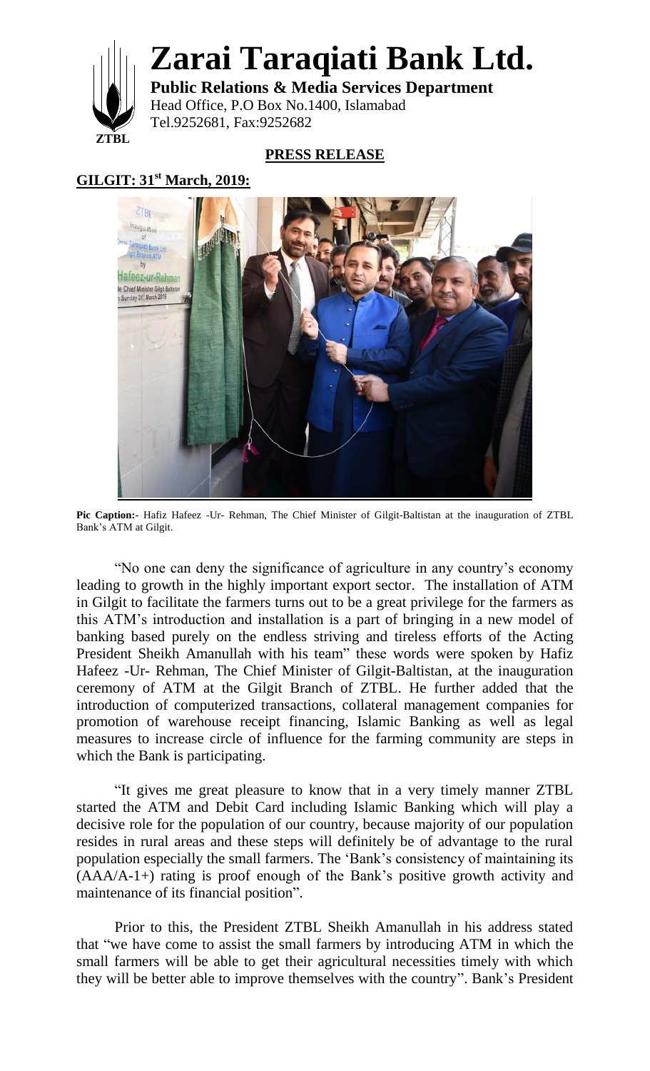# Zarai Taraqiati Bank Ltd.

**Public Relations & Media Services Department**
Head Office, P.O Box No.1400, Islamabad
Tel.9252681, Fax:9252682

ZTBL

**PRESS RELEASE**

**GILGIT: 31st March, 2019:**

**Pic Caption:-** Hafiz Hafeez -Ur- Rehman, The Chief Minister of Gilgit-Baltistan at the inauguration of ZTBL Bank's ATM at Gilgit.

"No one can deny the significance of agriculture in any country's economy leading to growth in the highly important export sector. The installation of ATM in Gilgit to facilitate the farmers turns out to be a great privilege for the farmers as this ATM's introduction and installation is a part of bringing in a new model of banking based purely on the endless striving and tireless efforts of the Acting President Sheikh Amanullah with his team" these words were spoken by Hafiz Hafeez -Ur- Rehman, The Chief Minister of Gilgit-Baltistan, at the inauguration ceremony of ATM at the Gilgit Branch of ZTBL. He further added that the introduction of computerized transactions, collateral management companies for promotion of warehouse receipt financing, Islamic Banking as well as legal measures to increase circle of influence for the farming community are steps in which the Bank is participating.

"It gives me great pleasure to know that in a very timely manner ZTBL started the ATM and Debit Card including Islamic Banking which will play a decisive role for the population of our country, because majority of our population resides in rural areas and these steps will definitely be of advantage to the rural population especially the small farmers. The 'Bank's consistency of maintaining its (AAA/A-1+) rating is proof enough of the Bank's positive growth activity and maintenance of its financial position".

Prior to this, the President ZTBL Sheikh Amanullah in his address stated that "we have come to assist the small farmers by introducing ATM in which the small farmers will be able to get their agricultural necessities timely with which they will be better able to improve themselves with the country". Bank's President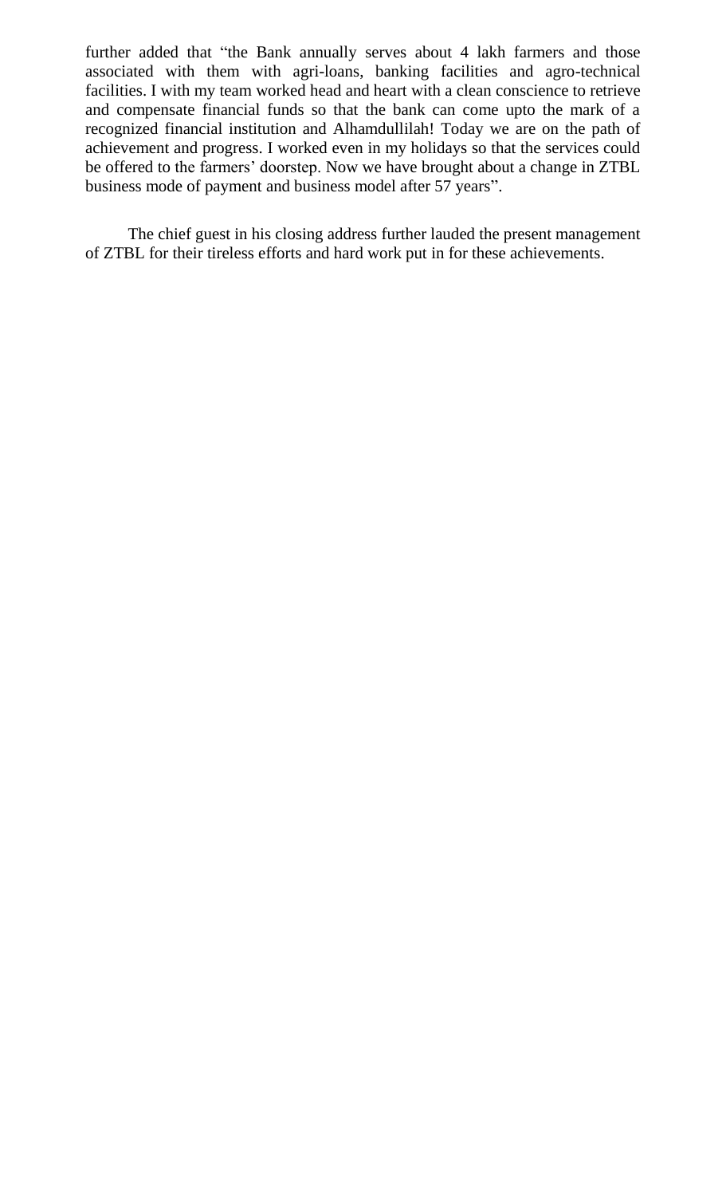further added that "the Bank annually serves about 4 lakh farmers and those associated with them with agri-loans, banking facilities and agro-technical facilities. I with my team worked head and heart with a clean conscience to retrieve and compensate financial funds so that the bank can come upto the mark of a recognized financial institution and Alhamdullilah! Today we are on the path of achievement and progress. I worked even in my holidays so that the services could be offered to the farmers' doorstep. Now we have brought about a change in ZTBL business mode of payment and business model after 57 years".

The chief guest in his closing address further lauded the present management of ZTBL for their tireless efforts and hard work put in for these achievements.